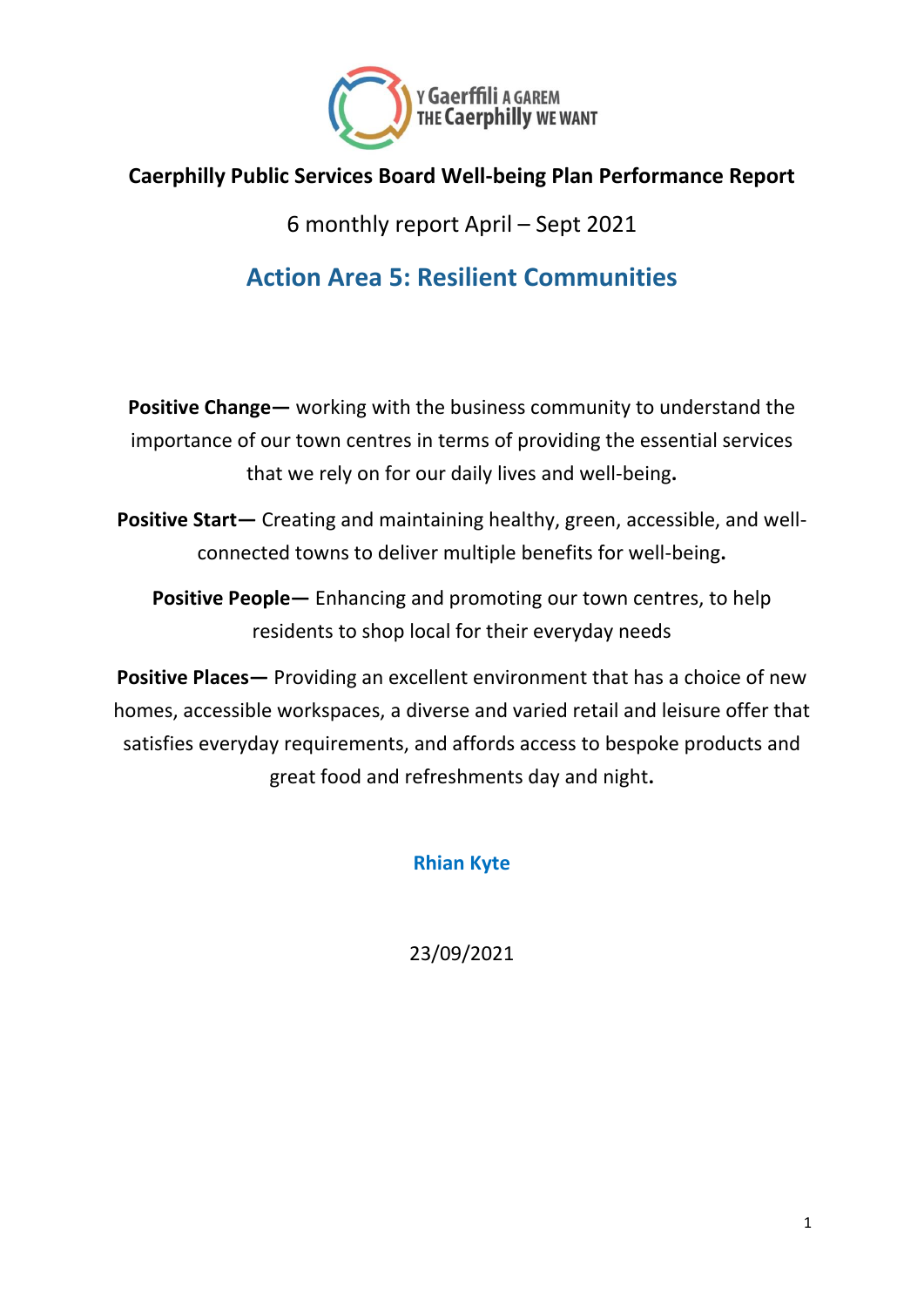Y Gaerffili A GAREM
THE Caerphilly WE WANT

**Caerphilly Public Services Board Well-being Plan Performance Report**

6 monthly report April – Sept 2021

# Action Area 5: Resilient Communities

**Positive Change—** working with the business community to understand the importance of our town centres in terms of providing the essential services that we rely on for our daily lives and well-being**.**

**Positive Start—** Creating and maintaining healthy, green, accessible, and well-connected towns to deliver multiple benefits for well-being**.**

**Positive People—** Enhancing and promoting our town centres, to help residents to shop local for their everyday needs

**Positive Places—** Providing an excellent environment that has a choice of new homes, accessible workspaces, a diverse and varied retail and leisure offer that satisfies everyday requirements, and affords access to bespoke products and great food and refreshments day and night**.**

**Rhian Kyte**

23/09/2021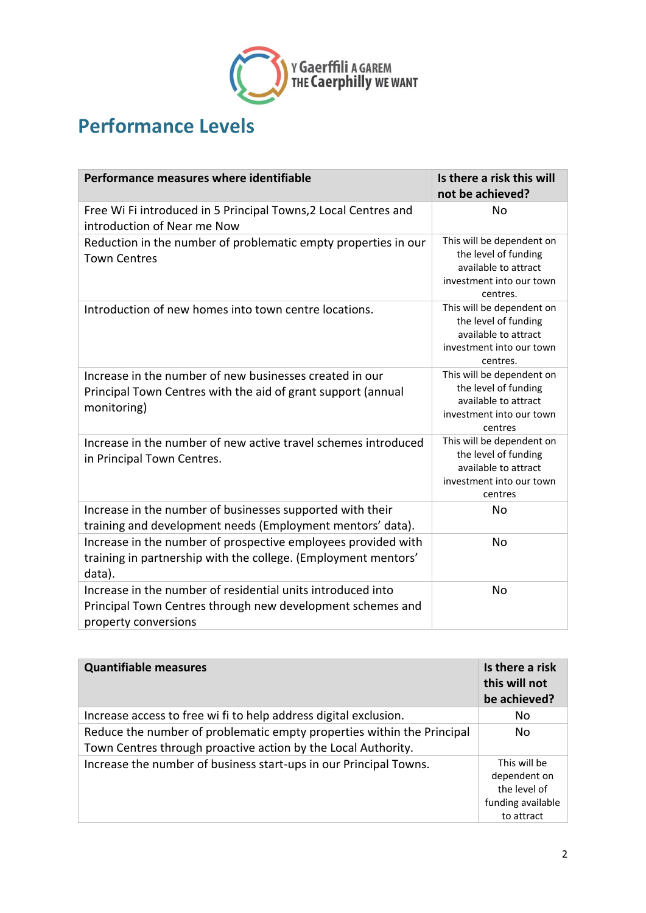# Performance Levels

| Performance measures where identifiable | Is there a risk this will not be achieved? |
|---|---|
| Free Wi Fi introduced in 5 Principal Towns,2 Local Centres and introduction of Near me Now | No |
| Reduction in the number of problematic empty properties in our Town Centres | This will be dependent on the level of funding available to attract investment into our town centres. |
| Introduction of new homes into town centre locations. | This will be dependent on the level of funding available to attract investment into our town centres. |
| Increase in the number of new businesses created in our Principal Town Centres with the aid of grant support (annual monitoring) | This will be dependent on the level of funding available to attract investment into our town centres |
| Increase in the number of new active travel schemes introduced in Principal Town Centres. | This will be dependent on the level of funding available to attract investment into our town centres |
| Increase in the number of businesses supported with their training and development needs (Employment mentors' data). | No |
| Increase in the number of prospective employees provided with training in partnership with the college. (Employment mentors' data). | No |
| Increase in the number of residential units introduced into Principal Town Centres through new development schemes and property conversions | No |

| Quantifiable measures | Is there a risk this will not be achieved? |
|---|---|
| Increase access to free wi fi to help address digital exclusion. | No |
| Reduce the number of problematic empty properties within the Principal Town Centres through proactive action by the Local Authority. | No |
| Increase the number of business start-ups in our Principal Towns. | This will be dependent on the level of funding available to attract |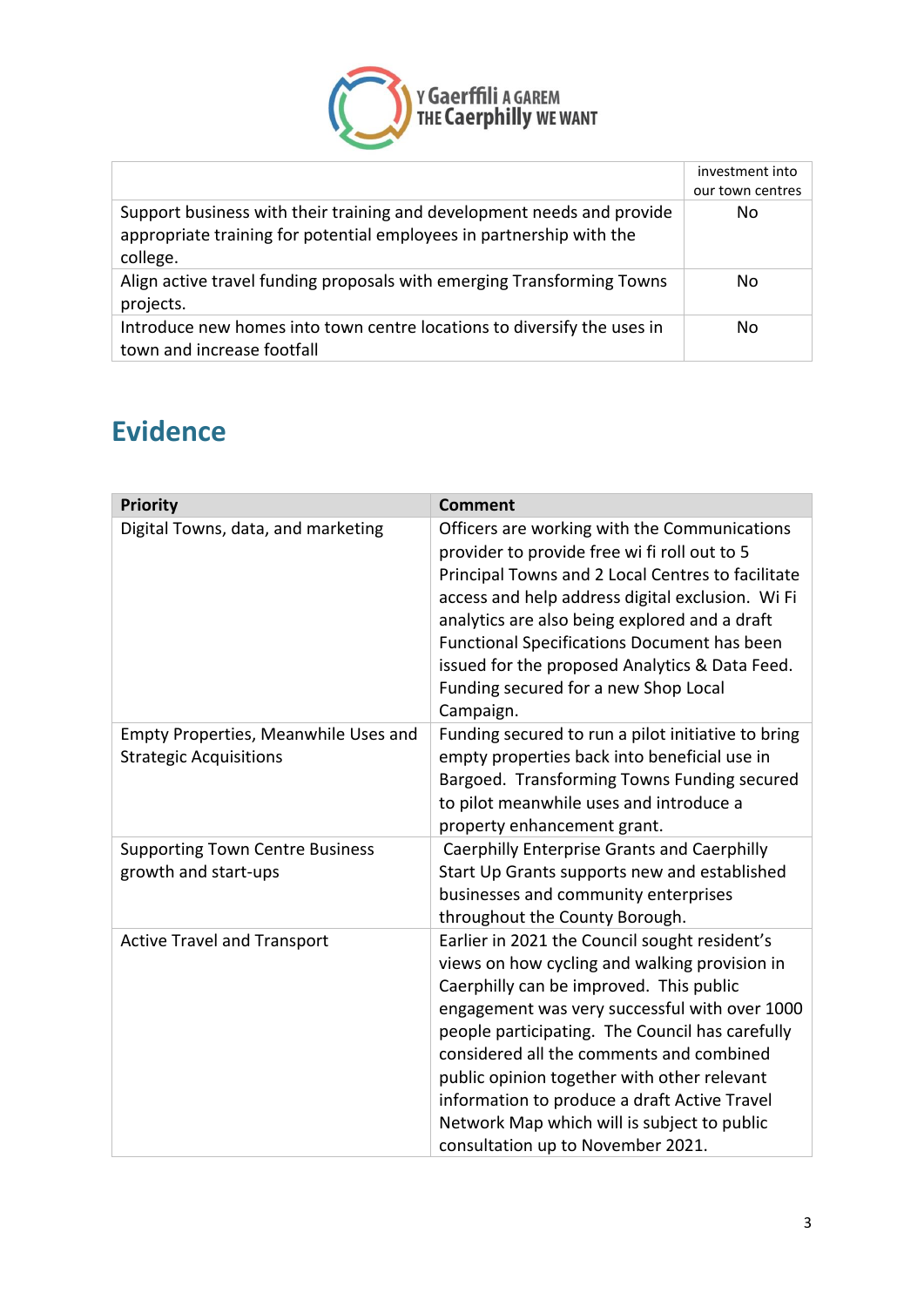| | investment into our town centres |
|---|---|
| Support business with their training and development needs and provide appropriate training for potential employees in partnership with the college. | No |
| Align active travel funding proposals with emerging Transforming Towns projects. | No |
| Introduce new homes into town centre locations to diversify the uses in town and increase footfall | No |

## Evidence

| Priority | Comment |
|---|---|
| Digital Towns, data, and marketing | Officers are working with the Communications provider to provide free wi fi roll out to 5 Principal Towns and 2 Local Centres to facilitate access and help address digital exclusion. Wi Fi analytics are also being explored and a draft Functional Specifications Document has been issued for the proposed Analytics & Data Feed. Funding secured for a new Shop Local Campaign. |
| Empty Properties, Meanwhile Uses and Strategic Acquisitions | Funding secured to run a pilot initiative to bring empty properties back into beneficial use in Bargoed. Transforming Towns Funding secured to pilot meanwhile uses and introduce a property enhancement grant. |
| Supporting Town Centre Business growth and start-ups | Caerphilly Enterprise Grants and Caerphilly Start Up Grants supports new and established businesses and community enterprises throughout the County Borough. |
| Active Travel and Transport | Earlier in 2021 the Council sought resident's views on how cycling and walking provision in Caerphilly can be improved. This public engagement was very successful with over 1000 people participating. The Council has carefully considered all the comments and combined public opinion together with other relevant information to produce a draft Active Travel Network Map which will is subject to public consultation up to November 2021. |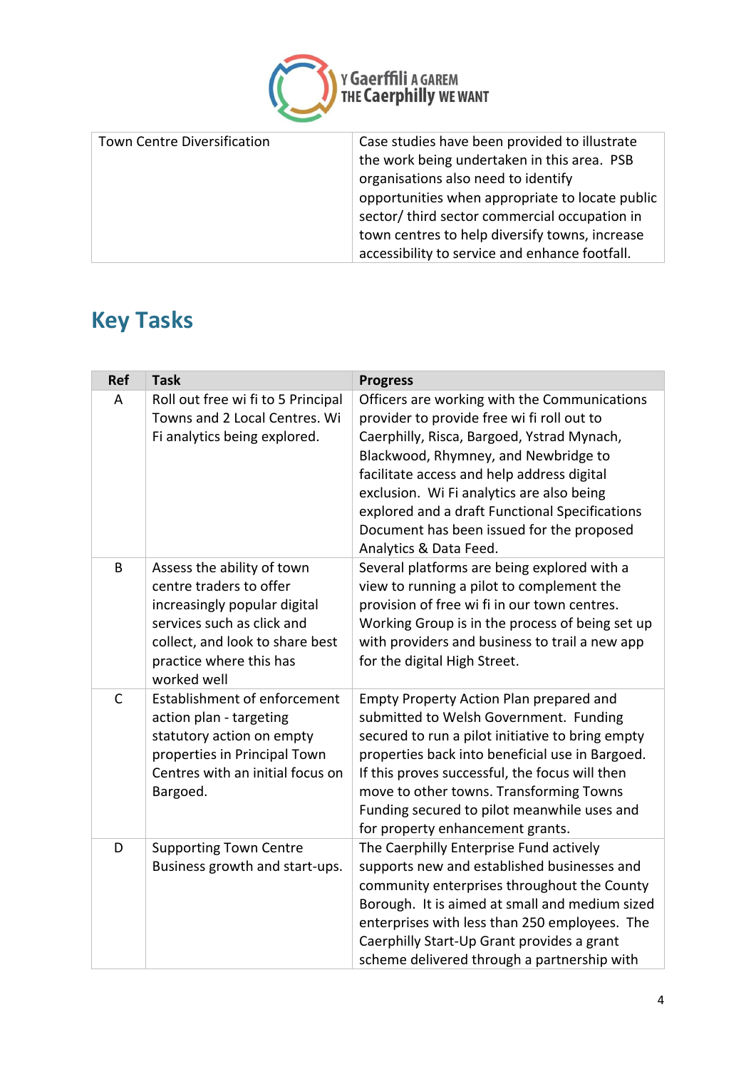| Town Centre Diversification | Case studies have been provided to illustrate the work being undertaken in this area. PSB organisations also need to identify opportunities when appropriate to locate public sector/ third sector commercial occupation in town centres to help diversify towns, increase accessibility to service and enhance footfall. |
|---|---|

## Key Tasks

| Ref | Task | Progress |
|---|---|---|
| A | Roll out free wi fi to 5 Principal Towns and 2 Local Centres. Wi Fi analytics being explored. | Officers are working with the Communications provider to provide free wi fi roll out to Caerphilly, Risca, Bargoed, Ystrad Mynach, Blackwood, Rhymney, and Newbridge to facilitate access and help address digital exclusion. Wi Fi analytics are also being explored and a draft Functional Specifications Document has been issued for the proposed Analytics & Data Feed. |
| B | Assess the ability of town centre traders to offer increasingly popular digital services such as click and collect, and look to share best practice where this has worked well | Several platforms are being explored with a view to running a pilot to complement the provision of free wi fi in our town centres. Working Group is in the process of being set up with providers and business to trail a new app for the digital High Street. |
| C | Establishment of enforcement action plan - targeting statutory action on empty properties in Principal Town Centres with an initial focus on Bargoed. | Empty Property Action Plan prepared and submitted to Welsh Government. Funding secured to run a pilot initiative to bring empty properties back into beneficial use in Bargoed. If this proves successful, the focus will then move to other towns. Transforming Towns Funding secured to pilot meanwhile uses and for property enhancement grants. |
| D | Supporting Town Centre Business growth and start-ups. | The Caerphilly Enterprise Fund actively supports new and established businesses and community enterprises throughout the County Borough. It is aimed at small and medium sized enterprises with less than 250 employees. The Caerphilly Start-Up Grant provides a grant scheme delivered through a partnership with |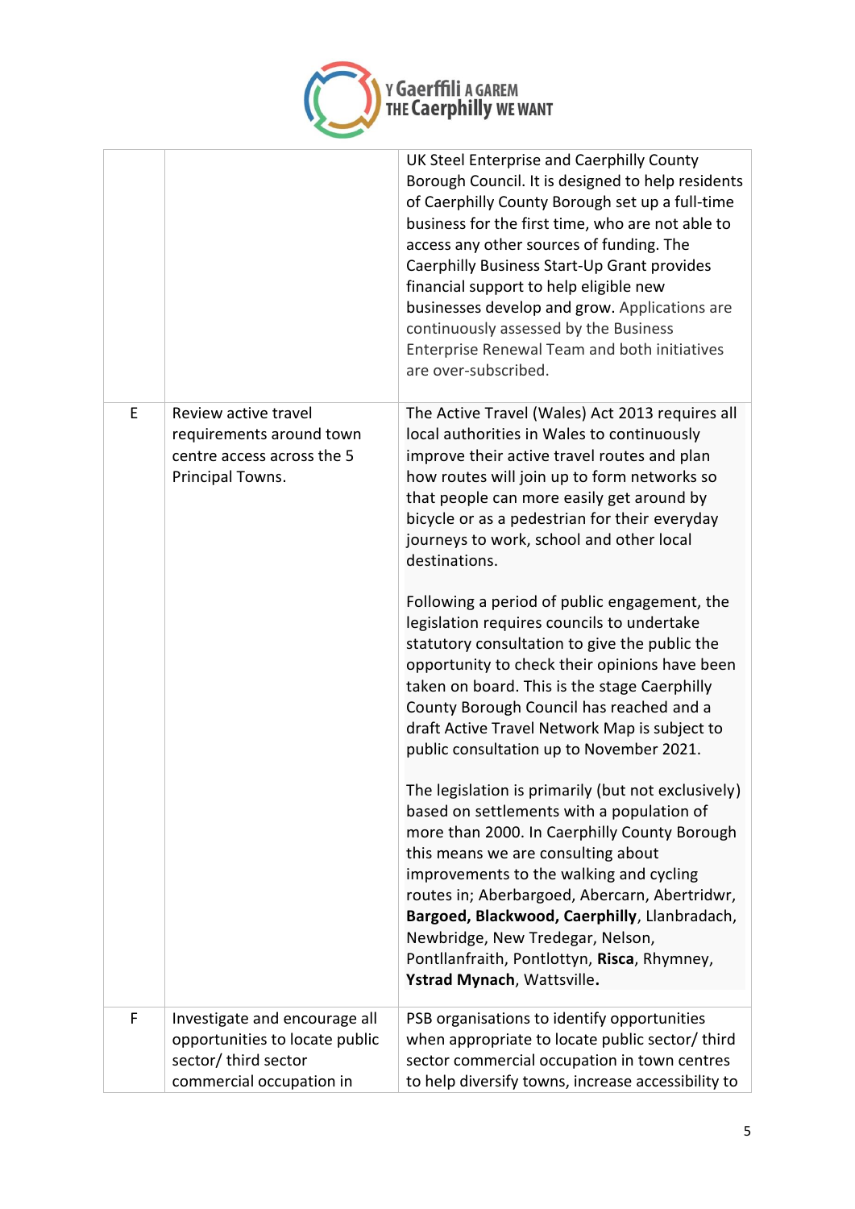|   |   |   |
|---|---|---|
|   |   | UK Steel Enterprise and Caerphilly County Borough Council. It is designed to help residents of Caerphilly County Borough set up a full-time business for the first time, who are not able to access any other sources of funding. The Caerphilly Business Start-Up Grant provides financial support to help eligible new businesses develop and grow. Applications are continuously assessed by the Business Enterprise Renewal Team and both initiatives are over-subscribed. |
| E | Review active travel requirements around town centre access across the 5 Principal Towns. | The Active Travel (Wales) Act 2013 requires all local authorities in Wales to continuously improve their active travel routes and plan how routes will join up to form networks so that people can more easily get around by bicycle or as a pedestrian for their everyday journeys to work, school and other local destinations.<br><br>Following a period of public engagement, the legislation requires councils to undertake statutory consultation to give the public the opportunity to check their opinions have been taken on board. This is the stage Caerphilly County Borough Council has reached and a draft Active Travel Network Map is subject to public consultation up to November 2021.<br><br>The legislation is primarily (but not exclusively) based on settlements with a population of more than 2000. In Caerphilly County Borough this means we are consulting about improvements to the walking and cycling routes in; Aberbargoed, Abercarn, Abertridwr, **Bargoed, Blackwood, Caerphilly**, Llanbradach, Newbridge, New Tredegar, Nelson, Pontllanfraith, Pontlottyn, **Risca**, Rhymney, **Ystrad Mynach**, Wattsville**.** |
| F | Investigate and encourage all opportunities to locate public sector/ third sector commercial occupation in | PSB organisations to identify opportunities when appropriate to locate public sector/ third sector commercial occupation in town centres to help diversify towns, increase accessibility to |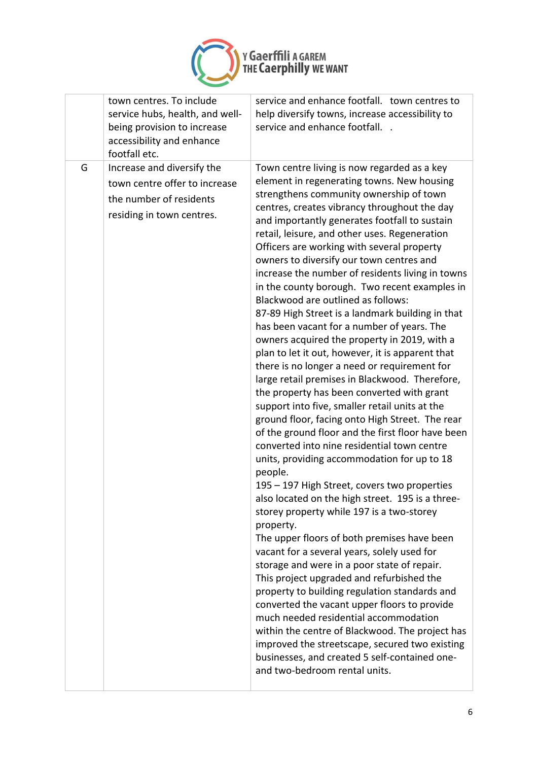| | | |
|---|---|---|
| | town centres. To include service hubs, health, and well-being provision to increase accessibility and enhance footfall etc. | service and enhance footfall. town centres to help diversify towns, increase accessibility to service and enhance footfall. . |
| G | Increase and diversify the town centre offer to increase the number of residents residing in town centres. | Town centre living is now regarded as a key element in regenerating towns. New housing strengthens community ownership of town centres, creates vibrancy throughout the day and importantly generates footfall to sustain retail, leisure, and other uses. Regeneration Officers are working with several property owners to diversify our town centres and increase the number of residents living in towns in the county borough. Two recent examples in Blackwood are outlined as follows:<br>87-89 High Street is a landmark building in that has been vacant for a number of years. The owners acquired the property in 2019, with a plan to let it out, however, it is apparent that there is no longer a need or requirement for large retail premises in Blackwood. Therefore, the property has been converted with grant support into five, smaller retail units at the ground floor, facing onto High Street. The rear of the ground floor and the first floor have been converted into nine residential town centre units, providing accommodation for up to 18 people.<br>195 – 197 High Street, covers two properties also located on the high street. 195 is a three-storey property while 197 is a two-storey property.<br>The upper floors of both premises have been vacant for a several years, solely used for storage and were in a poor state of repair. This project upgraded and refurbished the property to building regulation standards and converted the vacant upper floors to provide much needed residential accommodation within the centre of Blackwood. The project has improved the streetscape, secured two existing businesses, and created 5 self-contained one- and two-bedroom rental units. |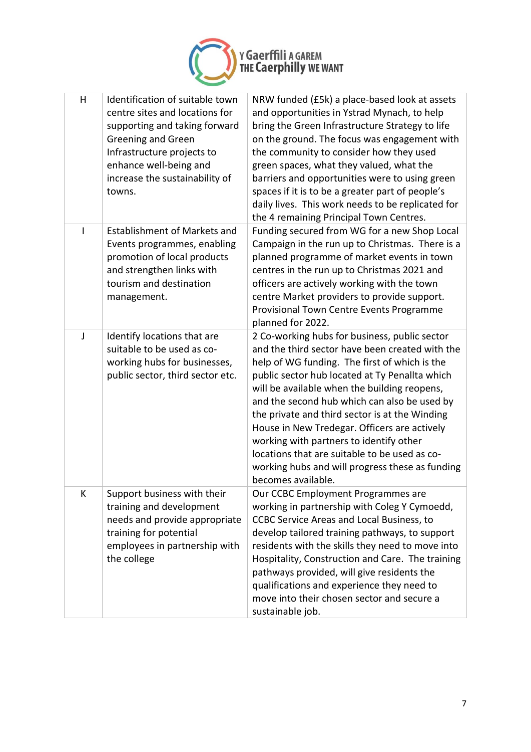| H | Identification of suitable town centre sites and locations for supporting and taking forward Greening and Green Infrastructure projects to enhance well-being and increase the sustainability of towns. | NRW funded (£5k) a place-based look at assets and opportunities in Ystrad Mynach, to help bring the Green Infrastructure Strategy to life on the ground. The focus was engagement with the community to consider how they used green spaces, what they valued, what the barriers and opportunities were to using green spaces if it is to be a greater part of people's daily lives. This work needs to be replicated for the 4 remaining Principal Town Centres. |
|---|---|---|
| I | Establishment of Markets and Events programmes, enabling promotion of local products and strengthen links with tourism and destination management. | Funding secured from WG for a new Shop Local Campaign in the run up to Christmas. There is a planned programme of market events in town centres in the run up to Christmas 2021 and officers are actively working with the town centre Market providers to provide support. Provisional Town Centre Events Programme planned for 2022. |
| J | Identify locations that are suitable to be used as co-working hubs for businesses, public sector, third sector etc. | 2 Co-working hubs for business, public sector and the third sector have been created with the help of WG funding. The first of which is the public sector hub located at Ty Penallta which will be available when the building reopens, and the second hub which can also be used by the private and third sector is at the Winding House in New Tredegar. Officers are actively working with partners to identify other locations that are suitable to be used as co-working hubs and will progress these as funding becomes available. |
| K | Support business with their training and development needs and provide appropriate training for potential employees in partnership with the college | Our CCBC Employment Programmes are working in partnership with Coleg Y Cymoedd, CCBC Service Areas and Local Business, to develop tailored training pathways, to support residents with the skills they need to move into Hospitality, Construction and Care. The training pathways provided, will give residents the qualifications and experience they need to move into their chosen sector and secure a sustainable job. |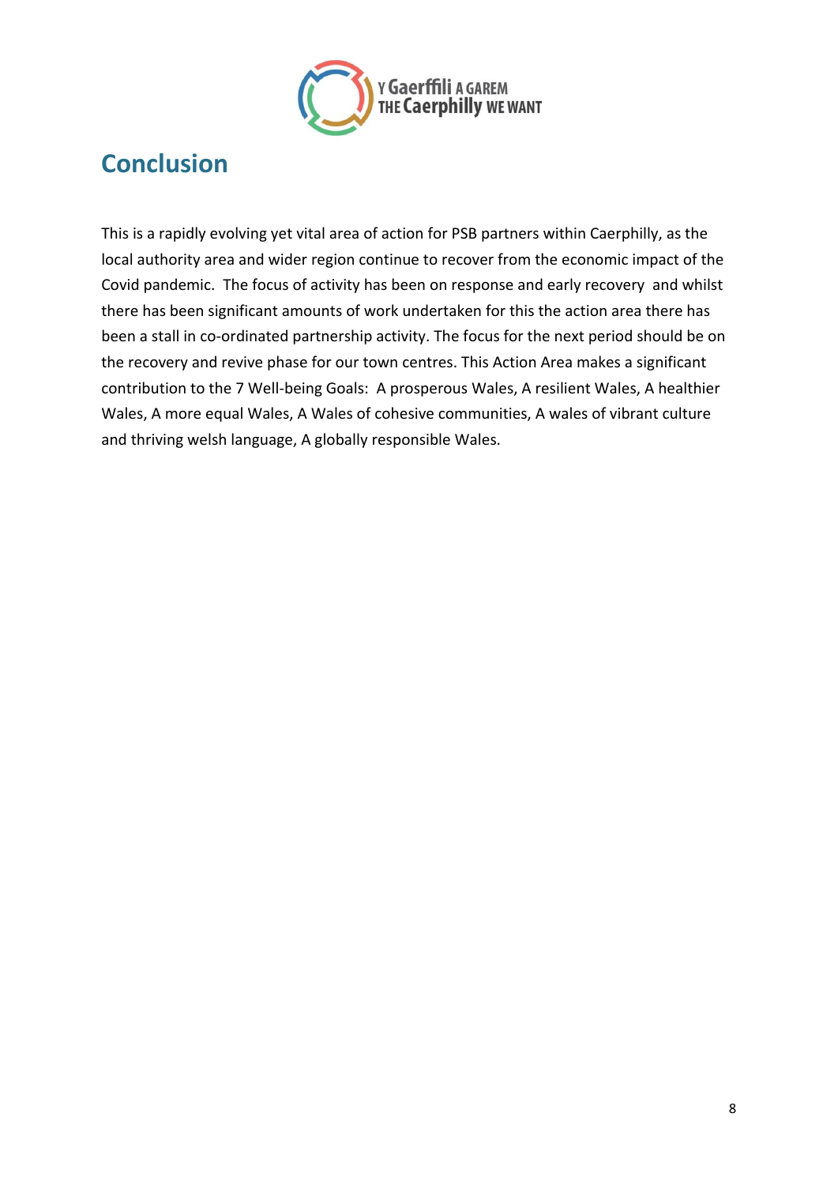## Conclusion

This is a rapidly evolving yet vital area of action for PSB partners within Caerphilly, as the local authority area and wider region continue to recover from the economic impact of the Covid pandemic. The focus of activity has been on response and early recovery and whilst there has been significant amounts of work undertaken for this the action area there has been a stall in co-ordinated partnership activity. The focus for the next period should be on the recovery and revive phase for our town centres. This Action Area makes a significant contribution to the 7 Well-being Goals: A prosperous Wales, A resilient Wales, A healthier Wales, A more equal Wales, A Wales of cohesive communities, A wales of vibrant culture and thriving welsh language, A globally responsible Wales.